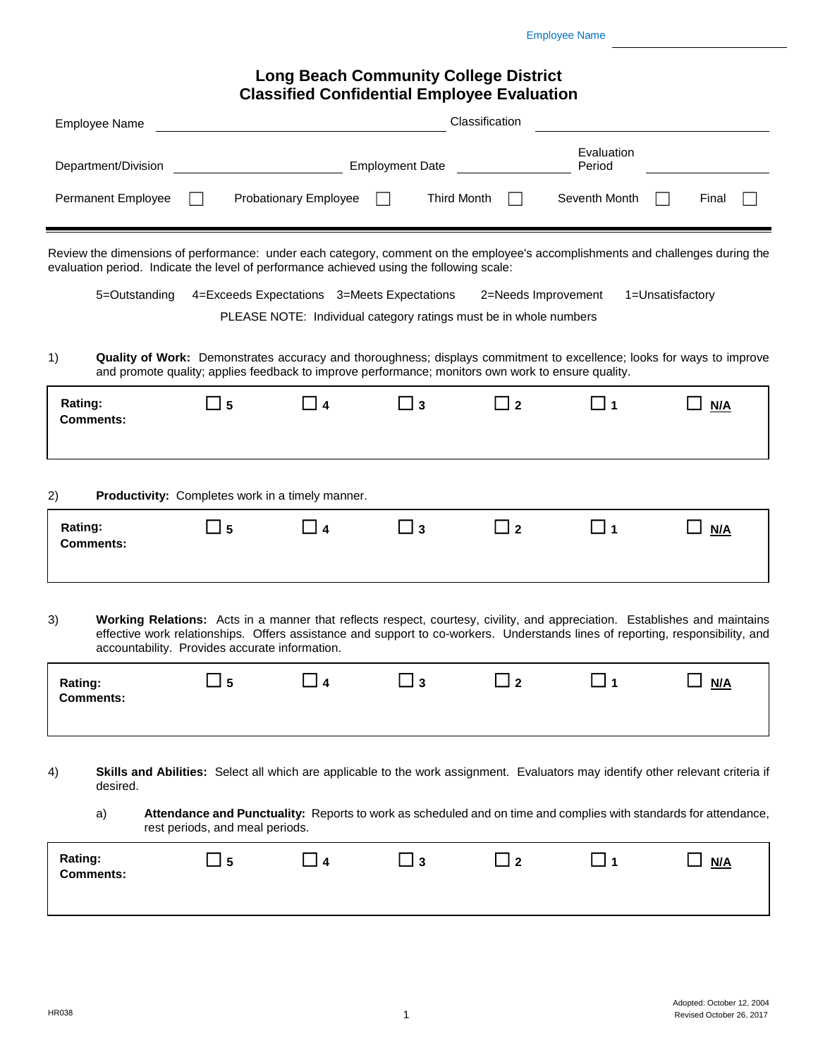Employee Name ______________________

# Long Beach Community College District
## Classified Confidential Employee Evaluation

Employee Name ______________________ Classification ______________________

Department/Division ______________________ Employment Date ______________________ Evaluation Period ______________________

Permanent Employee ☐ Probationary Employee ☐ Third Month ☐ Seventh Month ☐ Final ☐

---

Review the dimensions of performance: under each category, comment on the employee's accomplishments and challenges during the evaluation period. Indicate the level of performance achieved using the following scale:

5=Outstanding 4=Exceeds Expectations 3=Meets Expectations 2=Needs Improvement 1=Unsatisfactory

PLEASE NOTE: Individual category ratings must be in whole numbers

1) **Quality of Work:** Demonstrates accuracy and thoroughness; displays commitment to excellence; looks for ways to improve and promote quality; applies feedback to improve performance; monitors own work to ensure quality.

| **Rating:** | ☐ **5** | ☐ **4** | ☐ **3** | ☐ **2** | ☐ **1** | ☐ **N/A** |
|---|---|---|---|---|---|---|
| **Comments:** | | | | | | |

2) **Productivity:** Completes work in a timely manner.

| **Rating:** | ☐ **5** | ☐ **4** | ☐ **3** | ☐ **2** | ☐ **1** | ☐ **N/A** |
|---|---|---|---|---|---|---|
| **Comments:** | | | | | | |

3) **Working Relations:** Acts in a manner that reflects respect, courtesy, civility, and appreciation. Establishes and maintains effective work relationships. Offers assistance and support to co-workers. Understands lines of reporting, responsibility, and accountability. Provides accurate information.

| **Rating:** | ☐ **5** | ☐ **4** | ☐ **3** | ☐ **2** | ☐ **1** | ☐ **N/A** |
|---|---|---|---|---|---|---|
| **Comments:** | | | | | | |

4) **Skills and Abilities:** Select all which are applicable to the work assignment. Evaluators may identify other relevant criteria if desired.

a) **Attendance and Punctuality:** Reports to work as scheduled and on time and complies with standards for attendance, rest periods, and meal periods.

| **Rating:** | ☐ **5** | ☐ **4** | ☐ **3** | ☐ **2** | ☐ **1** | ☐ **N/A** |
|---|---|---|---|---|---|---|
| **Comments:** | | | | | | |

HR038

Adopted: October 12, 2004
Revised October 26, 2017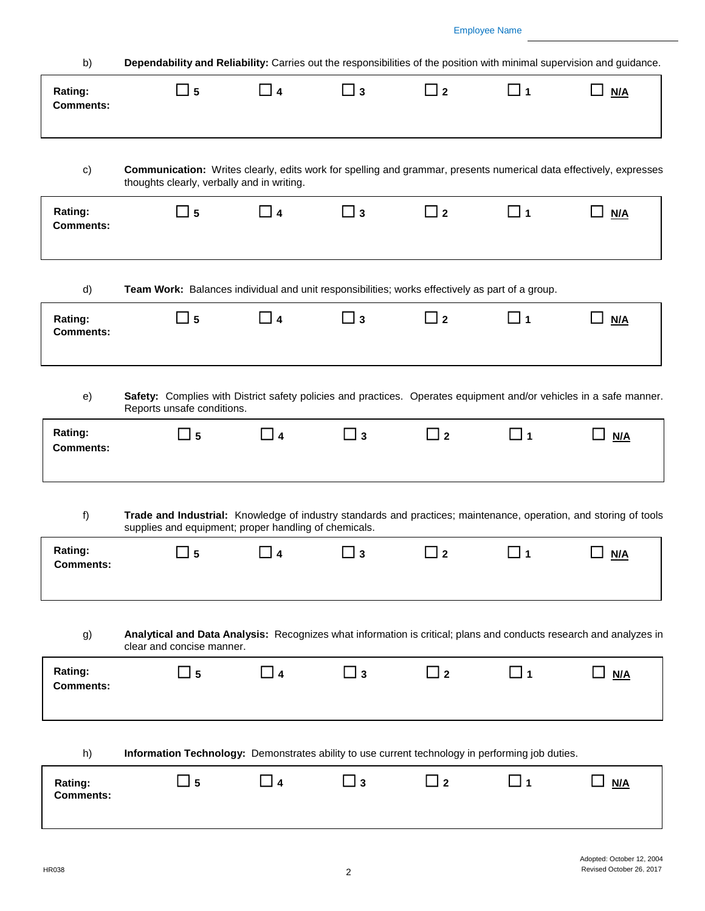Employee Name ____________________

b) **Dependability and Reliability:** Carries out the responsibilities of the position with minimal supervision and guidance.

**Rating:** ☐ 5 ☐ 4 ☐ 3 ☐ 2 ☐ 1 ☐ N/A
**Comments:**

c) **Communication:** Writes clearly, edits work for spelling and grammar, presents numerical data effectively, expresses thoughts clearly, verbally and in writing.

**Rating:** ☐ 5 ☐ 4 ☐ 3 ☐ 2 ☐ 1 ☐ N/A
**Comments:**

d) **Team Work:** Balances individual and unit responsibilities; works effectively as part of a group.

**Rating:** ☐ 5 ☐ 4 ☐ 3 ☐ 2 ☐ 1 ☐ N/A
**Comments:**

e) **Safety:** Complies with District safety policies and practices. Operates equipment and/or vehicles in a safe manner. Reports unsafe conditions.

**Rating:** ☐ 5 ☐ 4 ☐ 3 ☐ 2 ☐ 1 ☐ N/A
**Comments:**

f) **Trade and Industrial:** Knowledge of industry standards and practices; maintenance, operation, and storing of tools supplies and equipment; proper handling of chemicals.

**Rating:** ☐ 5 ☐ 4 ☐ 3 ☐ 2 ☐ 1 ☐ N/A
**Comments:**

g) **Analytical and Data Analysis:** Recognizes what information is critical; plans and conducts research and analyzes in clear and concise manner.

**Rating:** ☐ 5 ☐ 4 ☐ 3 ☐ 2 ☐ 1 ☐ N/A
**Comments:**

h) **Information Technology:** Demonstrates ability to use current technology in performing job duties.

**Rating:** ☐ 5 ☐ 4 ☐ 3 ☐ 2 ☐ 1 ☐ N/A
**Comments:**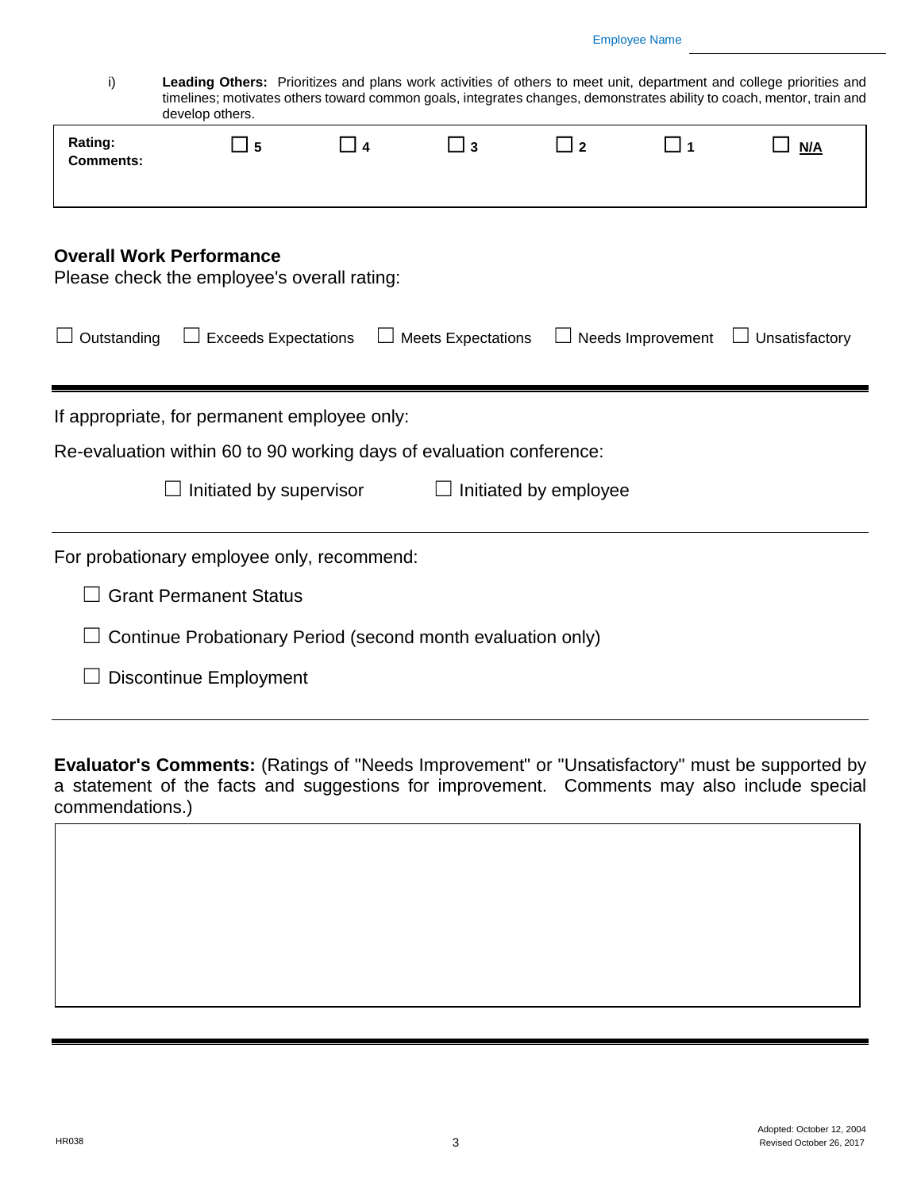Employee Name ____________________

i) **Leading Others:** Prioritizes and plans work activities of others to meet unit, department and college priorities and timelines; motivates others toward common goals, integrates changes, demonstrates ability to coach, mentor, train and develop others.

| **Rating:** | ☐ **5** | ☐ **4** | ☐ **3** | ☐ **2** | ☐ **1** | ☐ **N/A** |
|---|---|---|---|---|---|---|
| **Comments:** | | | | | | |

## Overall Work Performance

Please check the employee's overall rating:

☐ Outstanding ☐ Exceeds Expectations ☐ Meets Expectations ☐ Needs Improvement ☐ Unsatisfactory

---

If appropriate, for permanent employee only:

Re-evaluation within 60 to 90 working days of evaluation conference:

☐ Initiated by supervisor ☐ Initiated by employee

---

For probationary employee only, recommend:

☐ Grant Permanent Status

☐ Continue Probationary Period (second month evaluation only)

☐ Discontinue Employment

---

**Evaluator's Comments:** (Ratings of "Needs Improvement" or "Unsatisfactory" must be supported by a statement of the facts and suggestions for improvement. Comments may also include special commendations.)

HR038

Adopted: October 12, 2004
Revised October 26, 2017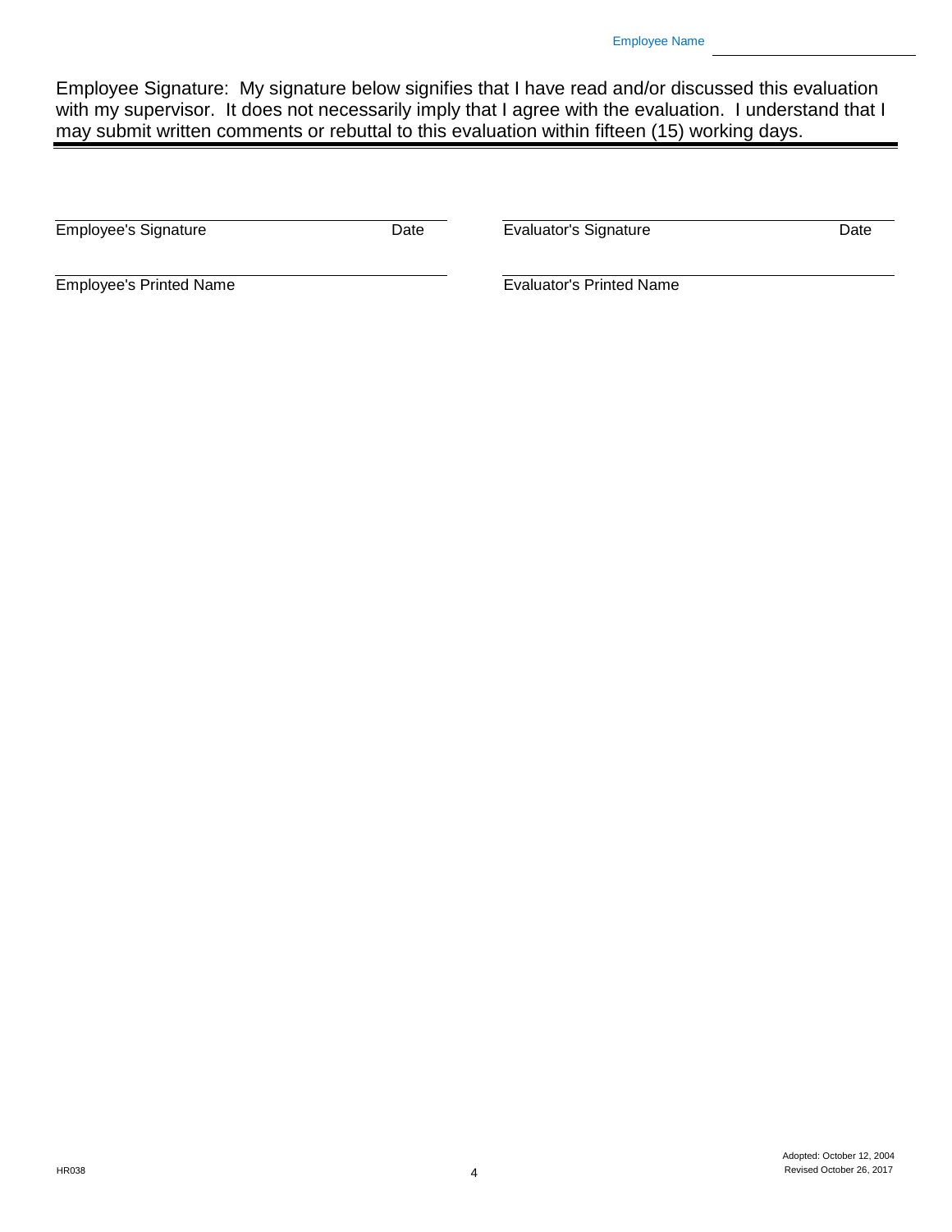Employee Name ______________________

Employee Signature: My signature below signifies that I have read and/or discussed this evaluation with my supervisor. It does not necessarily imply that I agree with the evaluation. I understand that I may submit written comments or rebuttal to this evaluation within fifteen (15) working days.

---

| | |
|---|---|
| Employee's Signature &nbsp;&nbsp;&nbsp;&nbsp; Date | Evaluator's Signature &nbsp;&nbsp;&nbsp;&nbsp; Date |
| Employee's Printed Name | Evaluator's Printed Name |

HR038

Adopted: October 12, 2004
Revised October 26, 2017